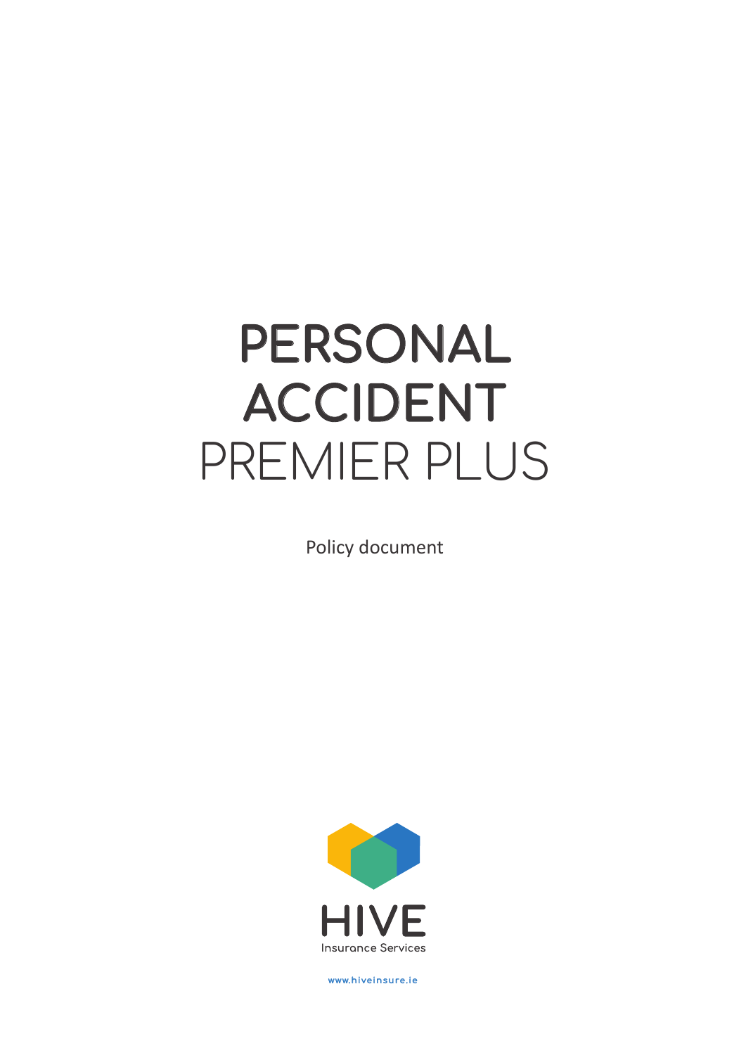# PERSONAL ACCIDENT PREMIER PLUS

Policy document

HIVE

Insurance Services

www.hiveinsure.ie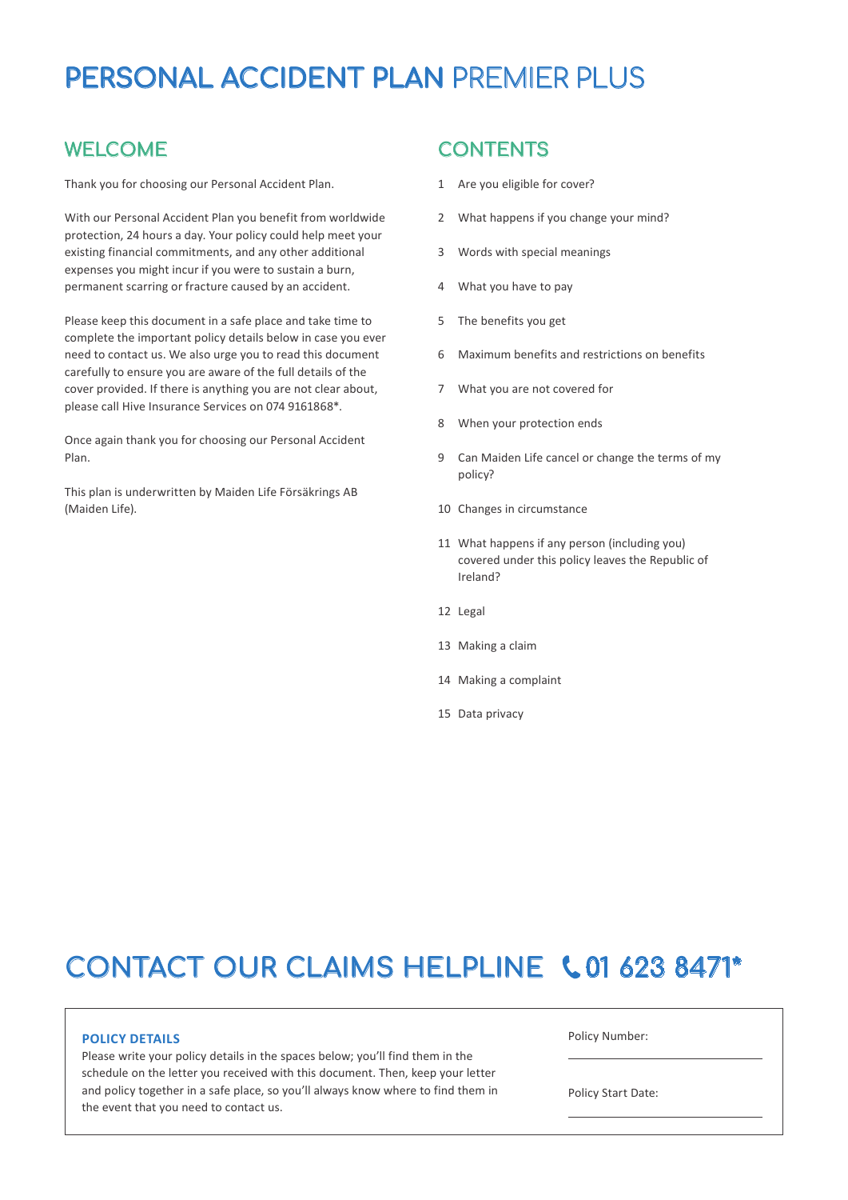# PERSONAL ACCIDENT PLAN PREMIER PLUS

## WELCOME

Thank you for choosing our Personal Accident Plan.

With our Personal Accident Plan you benefit from worldwide protection, 24 hours a day. Your policy could help meet your existing financial commitments, and any other additional expenses you might incur if you were to sustain a burn, permanent scarring or fracture caused by an accident.

Please keep this document in a safe place and take time to complete the important policy details below in case you ever need to contact us. We also urge you to read this document carefully to ensure you are aware of the full details of the cover provided. If there is anything you are not clear about, please call Hive Insurance Services on 074 9161868*.

Once again thank you for choosing our Personal Accident Plan.

This plan is underwritten by Maiden Life Försäkrings AB (Maiden Life).

## CONTENTS

1. Are you eligible for cover?
2. What happens if you change your mind?
3. Words with special meanings
4. What you have to pay
5. The benefits you get
6. Maximum benefits and restrictions on benefits
7. What you are not covered for
8. When your protection ends
9. Can Maiden Life cancel or change the terms of my policy?
10. Changes in circumstance
11. What happens if any person (including you) covered under this policy leaves the Republic of Ireland?
12. Legal
13. Making a claim
14. Making a complaint
15. Data privacy

# CONTACT OUR CLAIMS HELPLINE 01 623 8471*

**POLICY DETAILS**

Please write your policy details in the spaces below; you'll find them in the schedule on the letter you received with this document. Then, keep your letter and policy together in a safe place, so you'll always know where to find them in the event that you need to contact us.

Policy Number: ______________________

Policy Start Date: ______________________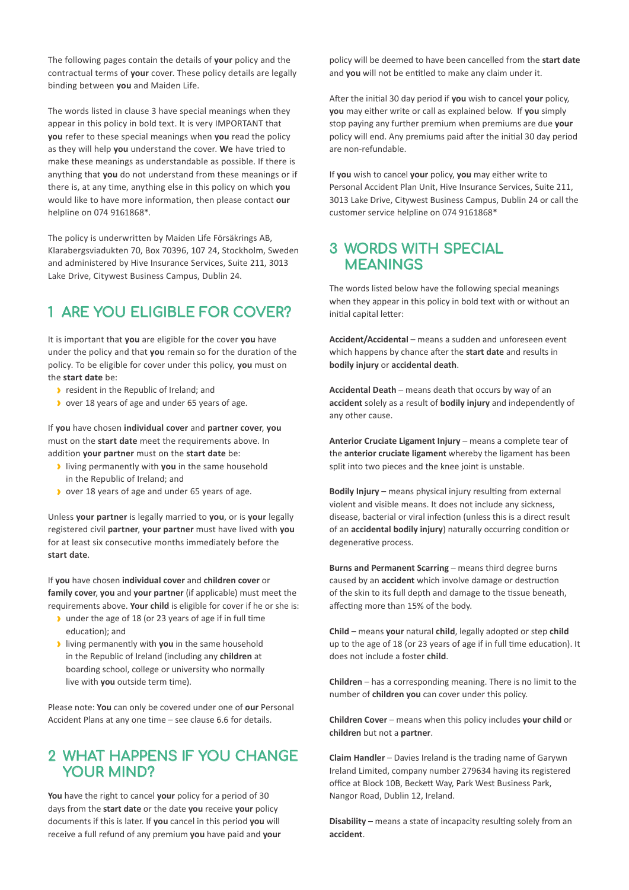The following pages contain the details of **your** policy and the contractual terms of **your** cover. These policy details are legally binding between **you** and Maiden Life.

The words listed in clause 3 have special meanings when they appear in this policy in bold text. It is very IMPORTANT that **you** refer to these special meanings when **you** read the policy as they will help **you** understand the cover. **We** have tried to make these meanings as understandable as possible. If there is anything that **you** do not understand from these meanings or if there is, at any time, anything else in this policy on which **you** would like to have more information, then please contact **our** helpline on 074 9161868*.

The policy is underwritten by Maiden Life Försäkrings AB, Klarabergsviadukten 70, Box 70396, 107 24, Stockholm, Sweden and administered by Hive Insurance Services, Suite 211, 3013 Lake Drive, Citywest Business Campus, Dublin 24.

## 1 ARE YOU ELIGIBLE FOR COVER?

It is important that **you** are eligible for the cover **you** have under the policy and that **you** remain so for the duration of the policy. To be eligible for cover under this policy, **you** must on the **start date** be:

- resident in the Republic of Ireland; and
- over 18 years of age and under 65 years of age.

If **you** have chosen **individual cover** and **partner cover**, **you** must on the **start date** meet the requirements above. In addition **your partner** must on the **start date** be:

- living permanently with **you** in the same household in the Republic of Ireland; and
- over 18 years of age and under 65 years of age.

Unless **your partner** is legally married to **you**, or is **your** legally registered civil **partner**, **your partner** must have lived with **you** for at least six consecutive months immediately before the **start date**.

If **you** have chosen **individual cover** and **children cover** or **family cover**, **you** and **your partner** (if applicable) must meet the requirements above. **Your child** is eligible for cover if he or she is:

- under the age of 18 (or 23 years of age if in full time education); and
- living permanently with **you** in the same household in the Republic of Ireland (including any **children** at boarding school, college or university who normally live with **you** outside term time).

Please note: **You** can only be covered under one of **our** Personal Accident Plans at any one time – see clause 6.6 for details.

## 2 WHAT HAPPENS IF YOU CHANGE YOUR MIND?

**You** have the right to cancel **your** policy for a period of 30 days from the **start date** or the date **you** receive **your** policy documents if this is later. If **you** cancel in this period **you** will receive a full refund of any premium **you** have paid and **your** policy will be deemed to have been cancelled from the **start date** and **you** will not be entitled to make any claim under it.

After the initial 30 day period if **you** wish to cancel **your** policy, **you** may either write or call as explained below. If **you** simply stop paying any further premium when premiums are due **your** policy will end. Any premiums paid after the initial 30 day period are non-refundable.

If **you** wish to cancel **your** policy, **you** may either write to Personal Accident Plan Unit, Hive Insurance Services, Suite 211, 3013 Lake Drive, Citywest Business Campus, Dublin 24 or call the customer service helpline on 074 9161868*

## 3 WORDS WITH SPECIAL MEANINGS

The words listed below have the following special meanings when they appear in this policy in bold text with or without an initial capital letter:

**Accident/Accidental** – means a sudden and unforeseen event which happens by chance after the **start date** and results in **bodily injury** or **accidental death**.

**Accidental Death** – means death that occurs by way of an **accident** solely as a result of **bodily injury** and independently of any other cause.

**Anterior Cruciate Ligament Injury** – means a complete tear of the **anterior cruciate ligament** whereby the ligament has been split into two pieces and the knee joint is unstable.

**Bodily Injury** – means physical injury resulting from external violent and visible means. It does not include any sickness, disease, bacterial or viral infection (unless this is a direct result of an **accidental bodily injury**) naturally occurring condition or degenerative process.

**Burns and Permanent Scarring** – means third degree burns caused by an **accident** which involve damage or destruction of the skin to its full depth and damage to the tissue beneath, affecting more than 15% of the body.

**Child** – means **your** natural **child**, legally adopted or step **child** up to the age of 18 (or 23 years of age if in full time education). It does not include a foster **child**.

**Children** – has a corresponding meaning. There is no limit to the number of **children you** can cover under this policy.

**Children Cover** – means when this policy includes **your child** or **children** but not a **partner**.

**Claim Handler** – Davies Ireland is the trading name of Garywn Ireland Limited, company number 279634 having its registered office at Block 10B, Beckett Way, Park West Business Park, Nangor Road, Dublin 12, Ireland.

**Disability** – means a state of incapacity resulting solely from an **accident**.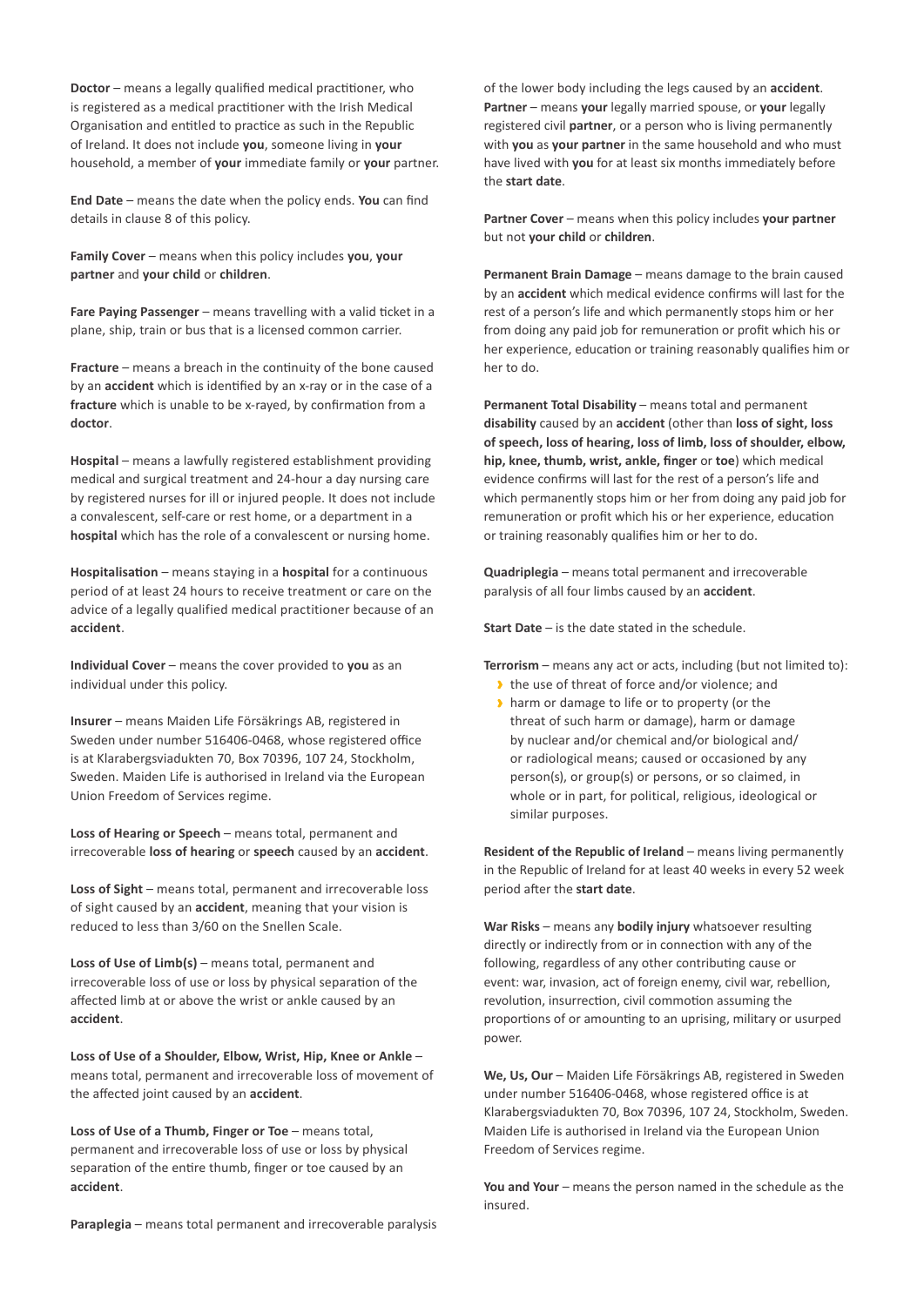**Doctor** – means a legally qualified medical practitioner, who is registered as a medical practitioner with the Irish Medical Organisation and entitled to practice as such in the Republic of Ireland. It does not include **you**, someone living in **your** household, a member of **your** immediate family or **your** partner.

**End Date** – means the date when the policy ends. **You** can find details in clause 8 of this policy.

**Family Cover** – means when this policy includes **you**, **your partner** and **your child** or **children**.

**Fare Paying Passenger** – means travelling with a valid ticket in a plane, ship, train or bus that is a licensed common carrier.

**Fracture** – means a breach in the continuity of the bone caused by an **accident** which is identified by an x-ray or in the case of a **fracture** which is unable to be x-rayed, by confirmation from a **doctor**.

**Hospital** – means a lawfully registered establishment providing medical and surgical treatment and 24-hour a day nursing care by registered nurses for ill or injured people. It does not include a convalescent, self-care or rest home, or a department in a **hospital** which has the role of a convalescent or nursing home.

**Hospitalisation** – means staying in a **hospital** for a continuous period of at least 24 hours to receive treatment or care on the advice of a legally qualified medical practitioner because of an **accident**.

**Individual Cover** – means the cover provided to **you** as an individual under this policy.

**Insurer** – means Maiden Life Försäkrings AB, registered in Sweden under number 516406-0468, whose registered office is at Klarabergsviadukten 70, Box 70396, 107 24, Stockholm, Sweden. Maiden Life is authorised in Ireland via the European Union Freedom of Services regime.

**Loss of Hearing or Speech** – means total, permanent and irrecoverable **loss of hearing** or **speech** caused by an **accident**.

**Loss of Sight** – means total, permanent and irrecoverable loss of sight caused by an **accident**, meaning that your vision is reduced to less than 3/60 on the Snellen Scale.

**Loss of Use of Limb(s)** – means total, permanent and irrecoverable loss of use or loss by physical separation of the affected limb at or above the wrist or ankle caused by an **accident**.

**Loss of Use of a Shoulder, Elbow, Wrist, Hip, Knee or Ankle** – means total, permanent and irrecoverable loss of movement of the affected joint caused by an **accident**.

**Loss of Use of a Thumb, Finger or Toe** – means total, permanent and irrecoverable loss of use or loss by physical separation of the entire thumb, finger or toe caused by an **accident**.

**Paraplegia** – means total permanent and irrecoverable paralysis of the lower body including the legs caused by an **accident**.

**Partner** – means **your** legally married spouse, or **your** legally registered civil **partner**, or a person who is living permanently with **you** as **your partner** in the same household and who must have lived with **you** for at least six months immediately before the **start date**.

**Partner Cover** – means when this policy includes **your partner** but not **your child** or **children**.

**Permanent Brain Damage** – means damage to the brain caused by an **accident** which medical evidence confirms will last for the rest of a person's life and which permanently stops him or her from doing any paid job for remuneration or profit which his or her experience, education or training reasonably qualifies him or her to do.

**Permanent Total Disability** – means total and permanent **disability** caused by an **accident** (other than **loss of sight, loss of speech, loss of hearing, loss of limb, loss of shoulder, elbow, hip, knee, thumb, wrist, ankle, finger** or **toe**) which medical evidence confirms will last for the rest of a person's life and which permanently stops him or her from doing any paid job for remuneration or profit which his or her experience, education or training reasonably qualifies him or her to do.

**Quadriplegia** – means total permanent and irrecoverable paralysis of all four limbs caused by an **accident**.

**Start Date** – is the date stated in the schedule.

**Terrorism** – means any act or acts, including (but not limited to):

- the use of threat of force and/or violence; and
- harm or damage to life or to property (or the threat of such harm or damage), harm or damage by nuclear and/or chemical and/or biological and/or radiological means; caused or occasioned by any person(s), or group(s) or persons, or so claimed, in whole or in part, for political, religious, ideological or similar purposes.

**Resident of the Republic of Ireland** – means living permanently in the Republic of Ireland for at least 40 weeks in every 52 week period after the **start date**.

**War Risks** – means any **bodily injury** whatsoever resulting directly or indirectly from or in connection with any of the following, regardless of any other contributing cause or event: war, invasion, act of foreign enemy, civil war, rebellion, revolution, insurrection, civil commotion assuming the proportions of or amounting to an uprising, military or usurped power.

**We, Us, Our** – Maiden Life Försäkrings AB, registered in Sweden under number 516406-0468, whose registered office is at Klarabergsviadukten 70, Box 70396, 107 24, Stockholm, Sweden. Maiden Life is authorised in Ireland via the European Union Freedom of Services regime.

**You and Your** – means the person named in the schedule as the insured.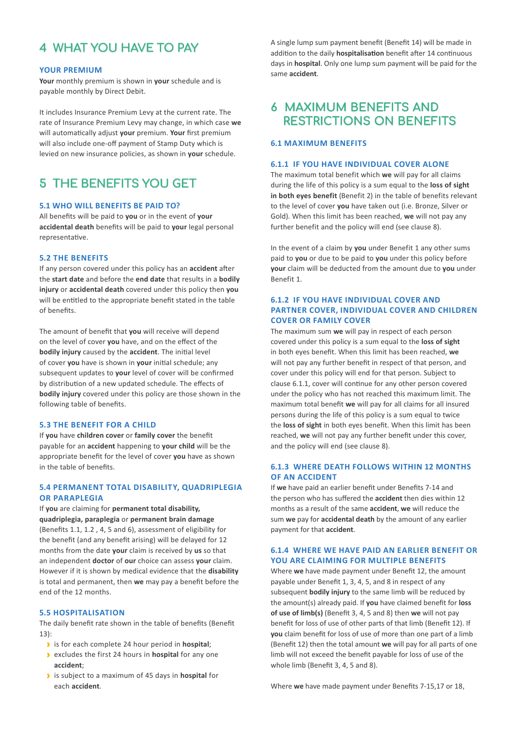## 4 WHAT YOU HAVE TO PAY

### YOUR PREMIUM

**Your** monthly premium is shown in **your** schedule and is payable monthly by Direct Debit.

It includes Insurance Premium Levy at the current rate. The rate of Insurance Premium Levy may change, in which case **we** will automatically adjust **your** premium. **Your** first premium will also include one-off payment of Stamp Duty which is levied on new insurance policies, as shown in **your** schedule.

## 5 THE BENEFITS YOU GET

### 5.1 WHO WILL BENEFITS BE PAID TO?

All benefits will be paid to **you** or in the event of **your accidental death** benefits will be paid to **your** legal personal representative.

### 5.2 THE BENEFITS

If any person covered under this policy has an **accident** after the **start date** and before the **end date** that results in a **bodily injury** or **accidental death** covered under this policy then **you** will be entitled to the appropriate benefit stated in the table of benefits.

The amount of benefit that **you** will receive will depend on the level of cover **you** have, and on the effect of the **bodily injury** caused by the **accident**. The initial level of cover **you** have is shown in **your** initial schedule; any subsequent updates to **your** level of cover will be confirmed by distribution of a new updated schedule. The effects of **bodily injury** covered under this policy are those shown in the following table of benefits.

### 5.3 THE BENEFIT FOR A CHILD

If **you** have **children cover** or **family cover** the benefit payable for an **accident** happening to **your child** will be the appropriate benefit for the level of cover **you** have as shown in the table of benefits.

### 5.4 PERMANENT TOTAL DISABILITY, QUADRIPLEGIA OR PARAPLEGIA

If **you** are claiming for **permanent total disability, quadriplegia, paraplegia** or **permanent brain damage** (Benefits 1.1, 1.2 , 4, 5 and 6), assessment of eligibility for the benefit (and any benefit arising) will be delayed for 12 months from the date **your** claim is received by **us** so that an independent **doctor** of **our** choice can assess **your** claim. However if it is shown by medical evidence that the **disability** is total and permanent, then **we** may pay a benefit before the end of the 12 months.

### 5.5 HOSPITALISATION

The daily benefit rate shown in the table of benefits (Benefit 13):

- is for each complete 24 hour period in **hospital**;
- excludes the first 24 hours in **hospital** for any one **accident**;
- is subject to a maximum of 45 days in **hospital** for each **accident**.

A single lump sum payment benefit (Benefit 14) will be made in addition to the daily **hospitalisation** benefit after 14 continuous days in **hospital**. Only one lump sum payment will be paid for the same **accident**.

## 6 MAXIMUM BENEFITS AND RESTRICTIONS ON BENEFITS

### 6.1 MAXIMUM BENEFITS

#### 6.1.1 IF YOU HAVE INDIVIDUAL COVER ALONE

The maximum total benefit which **we** will pay for all claims during the life of this policy is a sum equal to the **loss of sight in both eyes benefit** (Benefit 2) in the table of benefits relevant to the level of cover **you** have taken out (i.e. Bronze, Silver or Gold). When this limit has been reached, **we** will not pay any further benefit and the policy will end (see clause 8).

In the event of a claim by **you** under Benefit 1 any other sums paid to **you** or due to be paid to **you** under this policy before **your** claim will be deducted from the amount due to **you** under Benefit 1.

#### 6.1.2 IF YOU HAVE INDIVIDUAL COVER AND PARTNER COVER, INDIVIDUAL COVER AND CHILDREN COVER OR FAMILY COVER

The maximum sum **we** will pay in respect of each person covered under this policy is a sum equal to the **loss of sight** in both eyes benefit. When this limit has been reached, **we** will not pay any further benefit in respect of that person, and cover under this policy will end for that person. Subject to clause 6.1.1, cover will continue for any other person covered under the policy who has not reached this maximum limit. The maximum total benefit **we** will pay for all claims for all insured persons during the life of this policy is a sum equal to twice the **loss of sight** in both eyes benefit. When this limit has been reached, **we** will not pay any further benefit under this cover, and the policy will end (see clause 8).

#### 6.1.3 WHERE DEATH FOLLOWS WITHIN 12 MONTHS OF AN ACCIDENT

If **we** have paid an earlier benefit under Benefits 7-14 and the person who has suffered the **accident** then dies within 12 months as a result of the same **accident**, **we** will reduce the sum **we** pay for **accidental death** by the amount of any earlier payment for that **accident**.

#### 6.1.4 WHERE WE HAVE PAID AN EARLIER BENEFIT OR YOU ARE CLAIMING FOR MULTIPLE BENEFITS

Where **we** have made payment under Benefit 12, the amount payable under Benefit 1, 3, 4, 5, and 8 in respect of any subsequent **bodily injury** to the same limb will be reduced by the amount(s) already paid. If **you** have claimed benefit for **loss of use of limb(s)** (Benefit 3, 4, 5 and 8) then **we** will not pay benefit for loss of use of other parts of that limb (Benefit 12). If **you** claim benefit for loss of use of more than one part of a limb (Benefit 12) then the total amount **we** will pay for all parts of one limb will not exceed the benefit payable for loss of use of the whole limb (Benefit 3, 4, 5 and 8).

Where **we** have made payment under Benefits 7-15,17 or 18,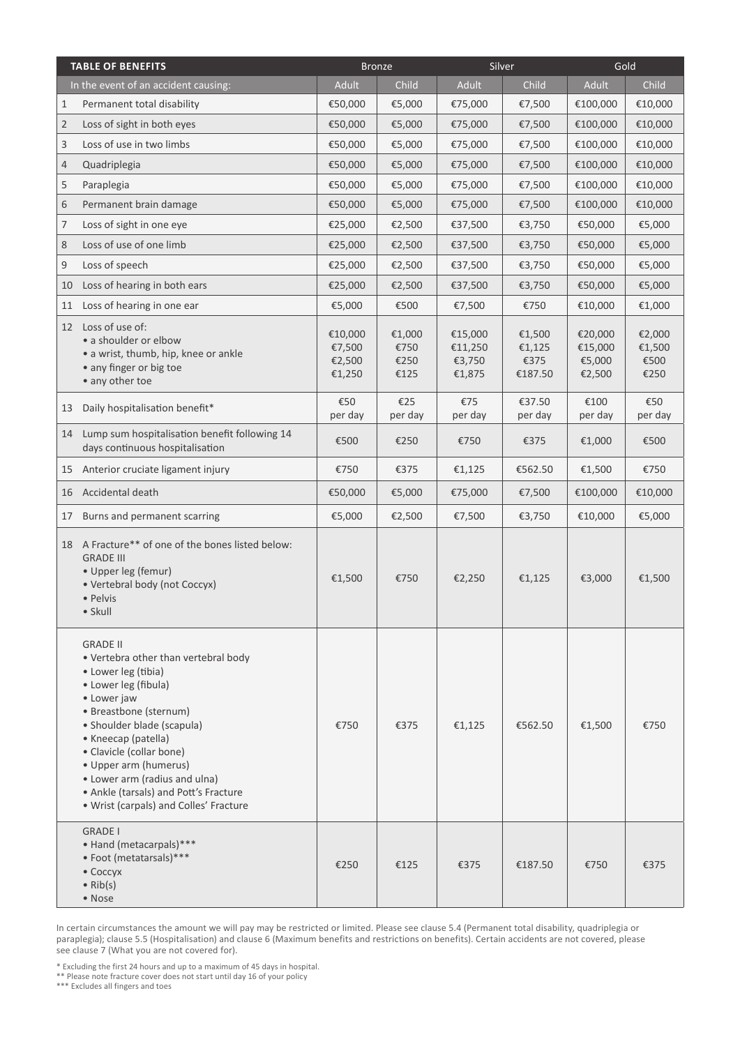| | TABLE OF BENEFITS | Bronze | | Silver | | Gold | |
|---|---|---|---|---|---|---|---|
| | In the event of an accident causing: | Adult | Child | Adult | Child | Adult | Child |
| 1 | Permanent total disability | €50,000 | €5,000 | €75,000 | €7,500 | €100,000 | €10,000 |
| 2 | Loss of sight in both eyes | €50,000 | €5,000 | €75,000 | €7,500 | €100,000 | €10,000 |
| 3 | Loss of use in two limbs | €50,000 | €5,000 | €75,000 | €7,500 | €100,000 | €10,000 |
| 4 | Quadriplegia | €50,000 | €5,000 | €75,000 | €7,500 | €100,000 | €10,000 |
| 5 | Paraplegia | €50,000 | €5,000 | €75,000 | €7,500 | €100,000 | €10,000 |
| 6 | Permanent brain damage | €50,000 | €5,000 | €75,000 | €7,500 | €100,000 | €10,000 |
| 7 | Loss of sight in one eye | €25,000 | €2,500 | €37,500 | €3,750 | €50,000 | €5,000 |
| 8 | Loss of use of one limb | €25,000 | €2,500 | €37,500 | €3,750 | €50,000 | €5,000 |
| 9 | Loss of speech | €25,000 | €2,500 | €37,500 | €3,750 | €50,000 | €5,000 |
| 10 | Loss of hearing in both ears | €25,000 | €2,500 | €37,500 | €3,750 | €50,000 | €5,000 |
| 11 | Loss of hearing in one ear | €5,000 | €500 | €7,500 | €750 | €10,000 | €1,000 |
| 12 | Loss of use of: | | | | | | |
| | • a shoulder or elbow | €10,000 | €1,000 | €15,000 | €1,500 | €20,000 | €2,000 |
| | • a wrist, thumb, hip, knee or ankle | €7,500 | €750 | €11,250 | €1,125 | €15,000 | €1,500 |
| | • any finger or big toe | €2,500 | €250 | €3,750 | €375 | €5,000 | €500 |
| | • any other toe | €1,250 | €125 | €1,875 | €187.50 | €2,500 | €250 |
| 13 | Daily hospitalisation benefit* | €50 per day | €25 per day | €75 per day | €37.50 per day | €100 per day | €50 per day |
| 14 | Lump sum hospitalisation benefit following 14 days continuous hospitalisation | €500 | €250 | €750 | €375 | €1,000 | €500 |
| 15 | Anterior cruciate ligament injury | €750 | €375 | €1,125 | €562.50 | €1,500 | €750 |
| 16 | Accidental death | €50,000 | €5,000 | €75,000 | €7,500 | €100,000 | €10,000 |
| 17 | Burns and permanent scarring | €5,000 | €2,500 | €7,500 | €3,750 | €10,000 | €5,000 |
| 18 | A Fracture** of one of the bones listed below:<br>GRADE III<br>• Upper leg (femur)<br>• Vertebral body (not Coccyx)<br>• Pelvis<br>• Skull | €1,500 | €750 | €2,250 | €1,125 | €3,000 | €1,500 |
| | GRADE II<br>• Vertebra other than vertebral body<br>• Lower leg (tibia)<br>• Lower leg (fibula)<br>• Lower jaw<br>• Breastbone (sternum)<br>• Shoulder blade (scapula)<br>• Kneecap (patella)<br>• Clavicle (collar bone)<br>• Upper arm (humerus)<br>• Lower arm (radius and ulna)<br>• Ankle (tarsals) and Pott's Fracture<br>• Wrist (carpals) and Colles' Fracture | €750 | €375 | €1,125 | €562.50 | €1,500 | €750 |
| | GRADE I<br>• Hand (metacarpals)***<br>• Foot (metatarsals)***<br>• Coccyx<br>• Rib(s)<br>• Nose | €250 | €125 | €375 | €187.50 | €750 | €375 |

In certain circumstances the amount we will pay may be restricted or limited. Please see clause 5.4 (Permanent total disability, quadriplegia or paraplegia); clause 5.5 (Hospitalisation) and clause 6 (Maximum benefits and restrictions on benefits). Certain accidents are not covered, please see clause 7 (What you are not covered for).

* Excluding the first 24 hours and up to a maximum of 45 days in hospital.
** Please note fracture cover does not start until day 16 of your policy
*** Excludes all fingers and toes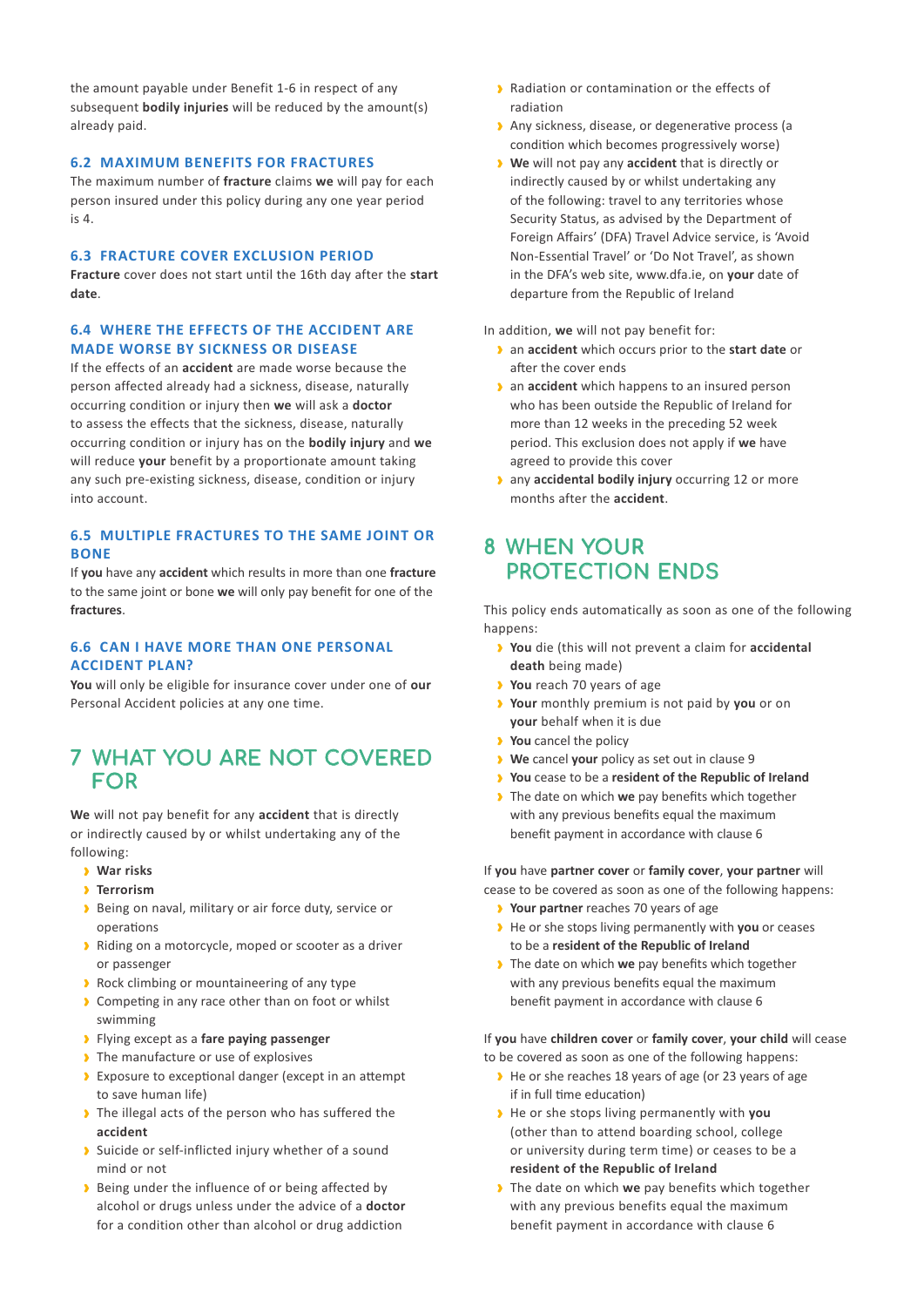the amount payable under Benefit 1-6 in respect of any subsequent **bodily injuries** will be reduced by the amount(s) already paid.

### 6.2 MAXIMUM BENEFITS FOR FRACTURES

The maximum number of **fracture** claims **we** will pay for each person insured under this policy during any one year period is 4.

### 6.3 FRACTURE COVER EXCLUSION PERIOD

**Fracture** cover does not start until the 16th day after the **start date**.

### 6.4 WHERE THE EFFECTS OF THE ACCIDENT ARE MADE WORSE BY SICKNESS OR DISEASE

If the effects of an **accident** are made worse because the person affected already had a sickness, disease, naturally occurring condition or injury then **we** will ask a **doctor** to assess the effects that the sickness, disease, naturally occurring condition or injury has on the **bodily injury** and **we** will reduce **your** benefit by a proportionate amount taking any such pre-existing sickness, disease, condition or injury into account.

### 6.5 MULTIPLE FRACTURES TO THE SAME JOINT OR BONE

If **you** have any **accident** which results in more than one **fracture** to the same joint or bone **we** will only pay benefit for one of the **fractures**.

### 6.6 CAN I HAVE MORE THAN ONE PERSONAL ACCIDENT PLAN?

**You** will only be eligible for insurance cover under one of **our** Personal Accident policies at any one time.

## 7 WHAT YOU ARE NOT COVERED FOR

**We** will not pay benefit for any **accident** that is directly or indirectly caused by or whilst undertaking any of the following:

- **War risks**
- **Terrorism**
- Being on naval, military or air force duty, service or operations
- Riding on a motorcycle, moped or scooter as a driver or passenger
- Rock climbing or mountaineering of any type
- Competing in any race other than on foot or whilst swimming
- Flying except as a **fare paying passenger**
- The manufacture or use of explosives
- Exposure to exceptional danger (except in an attempt to save human life)
- The illegal acts of the person who has suffered the **accident**
- Suicide or self-inflicted injury whether of a sound mind or not
- Being under the influence of or being affected by alcohol or drugs unless under the advice of a **doctor** for a condition other than alcohol or drug addiction
- Radiation or contamination or the effects of radiation
- Any sickness, disease, or degenerative process (a condition which becomes progressively worse)
- **We** will not pay any **accident** that is directly or indirectly caused by or whilst undertaking any of the following: travel to any territories whose Security Status, as advised by the Department of Foreign Affairs' (DFA) Travel Advice service, is 'Avoid Non-Essential Travel' or 'Do Not Travel', as shown in the DFA's web site, www.dfa.ie, on **your** date of departure from the Republic of Ireland

In addition, **we** will not pay benefit for:

- an **accident** which occurs prior to the **start date** or after the cover ends
- an **accident** which happens to an insured person who has been outside the Republic of Ireland for more than 12 weeks in the preceding 52 week period. This exclusion does not apply if **we** have agreed to provide this cover
- any **accidental bodily injury** occurring 12 or more months after the **accident**.

## 8 WHEN YOUR PROTECTION ENDS

This policy ends automatically as soon as one of the following happens:

- **You** die (this will not prevent a claim for **accidental death** being made)
- **You** reach 70 years of age
- **Your** monthly premium is not paid by **you** or on **your** behalf when it is due
- **You** cancel the policy
- **We** cancel **your** policy as set out in clause 9
- **You** cease to be a **resident of the Republic of Ireland**
- The date on which **we** pay benefits which together with any previous benefits equal the maximum benefit payment in accordance with clause 6

If **you** have **partner cover** or **family cover**, **your partner** will cease to be covered as soon as one of the following happens:

- **Your partner** reaches 70 years of age
- He or she stops living permanently with **you** or ceases to be a **resident of the Republic of Ireland**
- The date on which **we** pay benefits which together with any previous benefits equal the maximum benefit payment in accordance with clause 6

If **you** have **children cover** or **family cover**, **your child** will cease to be covered as soon as one of the following happens:

- He or she reaches 18 years of age (or 23 years of age if in full time education)
- He or she stops living permanently with **you** (other than to attend boarding school, college or university during term time) or ceases to be a **resident of the Republic of Ireland**
- The date on which **we** pay benefits which together with any previous benefits equal the maximum benefit payment in accordance with clause 6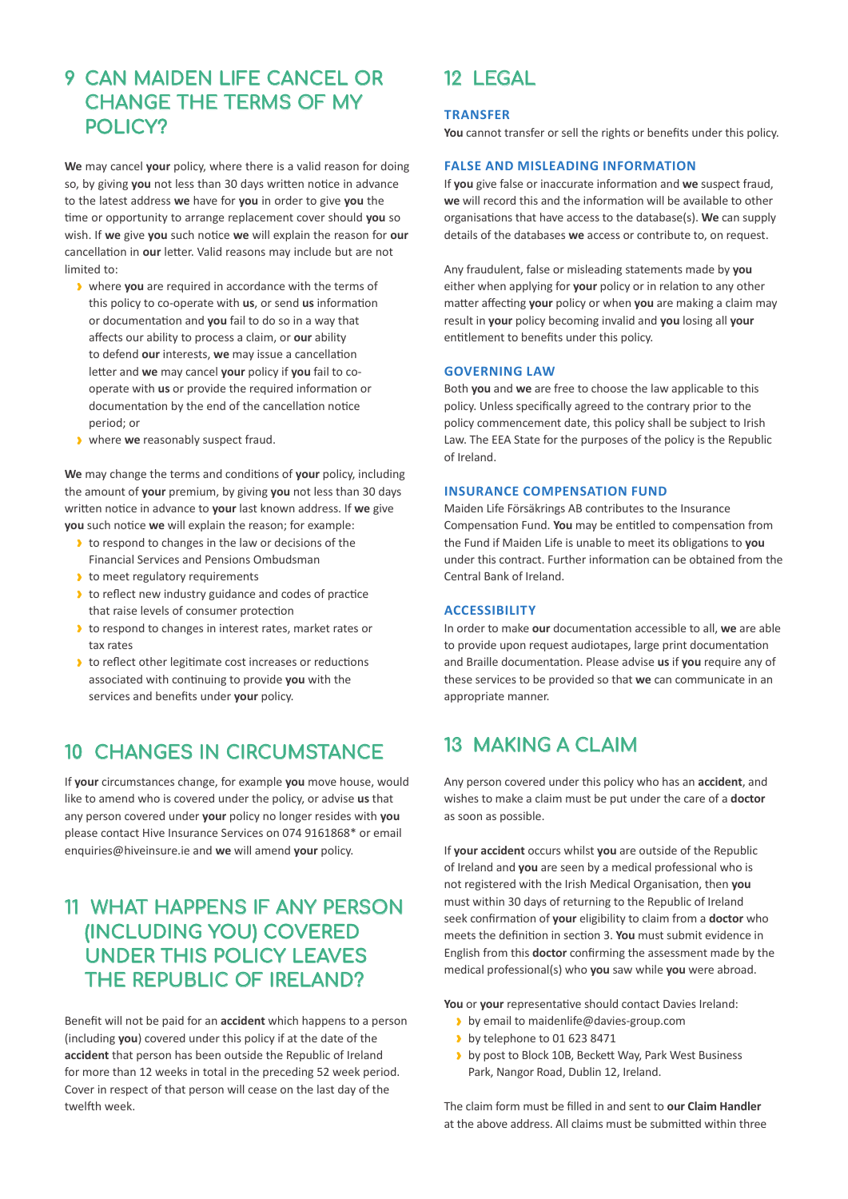## 9 CAN MAIDEN LIFE CANCEL OR CHANGE THE TERMS OF MY POLICY?

**We** may cancel **your** policy, where there is a valid reason for doing so, by giving **you** not less than 30 days written notice in advance to the latest address **we** have for **you** in order to give **you** the time or opportunity to arrange replacement cover should **you** so wish. If **we** give **you** such notice **we** will explain the reason for **our** cancellation in **our** letter. Valid reasons may include but are not limited to:

- where **you** are required in accordance with the terms of this policy to co-operate with **us**, or send **us** information or documentation and **you** fail to do so in a way that affects our ability to process a claim, or **our** ability to defend **our** interests, **we** may issue a cancellation letter and **we** may cancel **your** policy if **you** fail to co-operate with **us** or provide the required information or documentation by the end of the cancellation notice period; or
- where **we** reasonably suspect fraud.

**We** may change the terms and conditions of **your** policy, including the amount of **your** premium, by giving **you** not less than 30 days written notice in advance to **your** last known address. If **we** give **you** such notice **we** will explain the reason; for example:

- to respond to changes in the law or decisions of the Financial Services and Pensions Ombudsman
- to meet regulatory requirements
- to reflect new industry guidance and codes of practice that raise levels of consumer protection
- to respond to changes in interest rates, market rates or tax rates
- to reflect other legitimate cost increases or reductions associated with continuing to provide **you** with the services and benefits under **your** policy.

## 10 CHANGES IN CIRCUMSTANCE

If **your** circumstances change, for example **you** move house, would like to amend who is covered under the policy, or advise **us** that any person covered under **your** policy no longer resides with **you** please contact Hive Insurance Services on 074 9161868* or email enquiries@hiveinsure.ie and **we** will amend **your** policy.

## 11 WHAT HAPPENS IF ANY PERSON (INCLUDING YOU) COVERED UNDER THIS POLICY LEAVES THE REPUBLIC OF IRELAND?

Benefit will not be paid for an **accident** which happens to a person (including **you**) covered under this policy if at the date of the **accident** that person has been outside the Republic of Ireland for more than 12 weeks in total in the preceding 52 week period. Cover in respect of that person will cease on the last day of the twelfth week.

## 12 LEGAL

### TRANSFER

**You** cannot transfer or sell the rights or benefits under this policy.

### FALSE AND MISLEADING INFORMATION

If **you** give false or inaccurate information and **we** suspect fraud, **we** will record this and the information will be available to other organisations that have access to the database(s). **We** can supply details of the databases **we** access or contribute to, on request.

Any fraudulent, false or misleading statements made by **you** either when applying for **your** policy or in relation to any other matter affecting **your** policy or when **you** are making a claim may result in **your** policy becoming invalid and **you** losing all **your** entitlement to benefits under this policy.

### GOVERNING LAW

Both **you** and **we** are free to choose the law applicable to this policy. Unless specifically agreed to the contrary prior to the policy commencement date, this policy shall be subject to Irish Law. The EEA State for the purposes of the policy is the Republic of Ireland.

### INSURANCE COMPENSATION FUND

Maiden Life Försäkrings AB contributes to the Insurance Compensation Fund. **You** may be entitled to compensation from the Fund if Maiden Life is unable to meet its obligations to **you** under this contract. Further information can be obtained from the Central Bank of Ireland.

### ACCESSIBILITY

In order to make **our** documentation accessible to all, **we** are able to provide upon request audiotapes, large print documentation and Braille documentation. Please advise **us** if **you** require any of these services to be provided so that **we** can communicate in an appropriate manner.

## 13 MAKING A CLAIM

Any person covered under this policy who has an **accident**, and wishes to make a claim must be put under the care of a **doctor** as soon as possible.

If **your accident** occurs whilst **you** are outside of the Republic of Ireland and **you** are seen by a medical professional who is not registered with the Irish Medical Organisation, then **you** must within 30 days of returning to the Republic of Ireland seek confirmation of **your** eligibility to claim from a **doctor** who meets the definition in section 3. **You** must submit evidence in English from this **doctor** confirming the assessment made by the medical professional(s) who **you** saw while **you** were abroad.

**You** or **your** representative should contact Davies Ireland:

- by email to maidenlife@davies-group.com
- by telephone to 01 623 8471
- by post to Block 10B, Beckett Way, Park West Business Park, Nangor Road, Dublin 12, Ireland.

The claim form must be filled in and sent to **our Claim Handler** at the above address. All claims must be submitted within three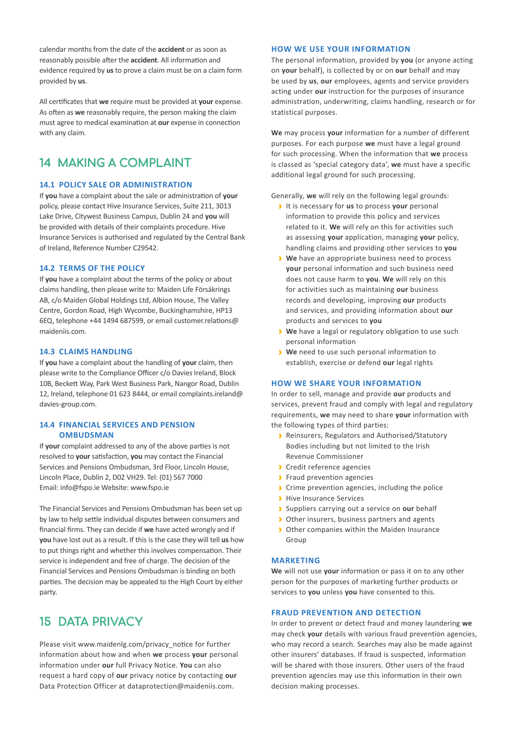calendar months from the date of the **accident** or as soon as reasonably possible after the **accident**. All information and evidence required by **us** to prove a claim must be on a claim form provided by **us**.

All certificates that **we** require must be provided at **your** expense. As often as **we** reasonably require, the person making the claim must agree to medical examination at **our** expense in connection with any claim.

## 14 MAKING A COMPLAINT

### 14.1 POLICY SALE OR ADMINISTRATION

If **you** have a complaint about the sale or administration of **your** policy, please contact Hive Insurance Services, Suite 211, 3013 Lake Drive, Citywest Business Campus, Dublin 24 and **you** will be provided with details of their complaints procedure. Hive Insurance Services is authorised and regulated by the Central Bank of Ireland, Reference Number C29542.

### 14.2 TERMS OF THE POLICY

If **you** have a complaint about the terms of the policy or about claims handling, then please write to: Maiden Life Försäkrings AB, c/o Maiden Global Holdings Ltd, Albion House, The Valley Centre, Gordon Road, High Wycombe, Buckinghamshire, HP13 6EQ, telephone +44 1494 687599, or email customer.relations@maideniis.com.

### 14.3 CLAIMS HANDLING

If **you** have a complaint about the handling of **your** claim, then please write to the Compliance Officer c/o Davies Ireland, Block 10B, Beckett Way, Park West Business Park, Nangor Road, Dublin 12, Ireland, telephone 01 623 8444, or email complaints.ireland@davies-group.com.

### 14.4 FINANCIAL SERVICES AND PENSION OMBUDSMAN

If **your** complaint addressed to any of the above parties is not resolved to **your** satisfaction, **you** may contact the Financial Services and Pensions Ombudsman, 3rd Floor, Lincoln House, Lincoln Place, Dublin 2, D02 VH29. Tel: (01) 567 7000 Email: info@fspo.ie Website: www.fspo.ie

The Financial Services and Pensions Ombudsman has been set up by law to help settle individual disputes between consumers and financial firms. They can decide if **we** have acted wrongly and if **you** have lost out as a result. If this is the case they will tell **us** how to put things right and whether this involves compensation. Their service is independent and free of charge. The decision of the Financial Services and Pensions Ombudsman is binding on both parties. The decision may be appealed to the High Court by either party.

## 15 DATA PRIVACY

Please visit www.maidenlg.com/privacy_notice for further information about how and when **we** process **your** personal information under **our** full Privacy Notice. **You** can also request a hard copy of **our** privacy notice by contacting **our** Data Protection Officer at dataprotection@maideniis.com.

### HOW WE USE YOUR INFORMATION

The personal information, provided by **you** (or anyone acting on **your** behalf), is collected by or on **our** behalf and may be used by **us**, **our** employees, agents and service providers acting under **our** instruction for the purposes of insurance administration, underwriting, claims handling, research or for statistical purposes.

**We** may process **your** information for a number of different purposes. For each purpose **we** must have a legal ground for such processing. When the information that **we** process is classed as 'special category data', **we** must have a specific additional legal ground for such processing.

Generally, **we** will rely on the following legal grounds:

- It is necessary for **us** to process **your** personal information to provide this policy and services related to it. **We** will rely on this for activities such as assessing **your** application, managing **your** policy, handling claims and providing other services to **you**
- **We** have an appropriate business need to process **your** personal information and such business need does not cause harm to **you**. **We** will rely on this for activities such as maintaining **our** business records and developing, improving **our** products and services, and providing information about **our** products and services to **you**
- **We** have a legal or regulatory obligation to use such personal information
- **We** need to use such personal information to establish, exercise or defend **our** legal rights

### HOW WE SHARE YOUR INFORMATION

In order to sell, manage and provide **our** products and services, prevent fraud and comply with legal and regulatory requirements, **we** may need to share **your** information with the following types of third parties:

- Reinsurers, Regulators and Authorised/Statutory Bodies including but not limited to the Irish Revenue Commissioner
- Credit reference agencies
- Fraud prevention agencies
- Crime prevention agencies, including the police
- Hive Insurance Services
- Suppliers carrying out a service on **our** behalf
- Other insurers, business partners and agents
- Other companies within the Maiden Insurance Group

### MARKETING

**We** will not use **your** information or pass it on to any other person for the purposes of marketing further products or services to **you** unless **you** have consented to this.

### FRAUD PREVENTION AND DETECTION

In order to prevent or detect fraud and money laundering **we** may check **your** details with various fraud prevention agencies, who may record a search. Searches may also be made against other insurers' databases. If fraud is suspected, information will be shared with those insurers. Other users of the fraud prevention agencies may use this information in their own decision making processes.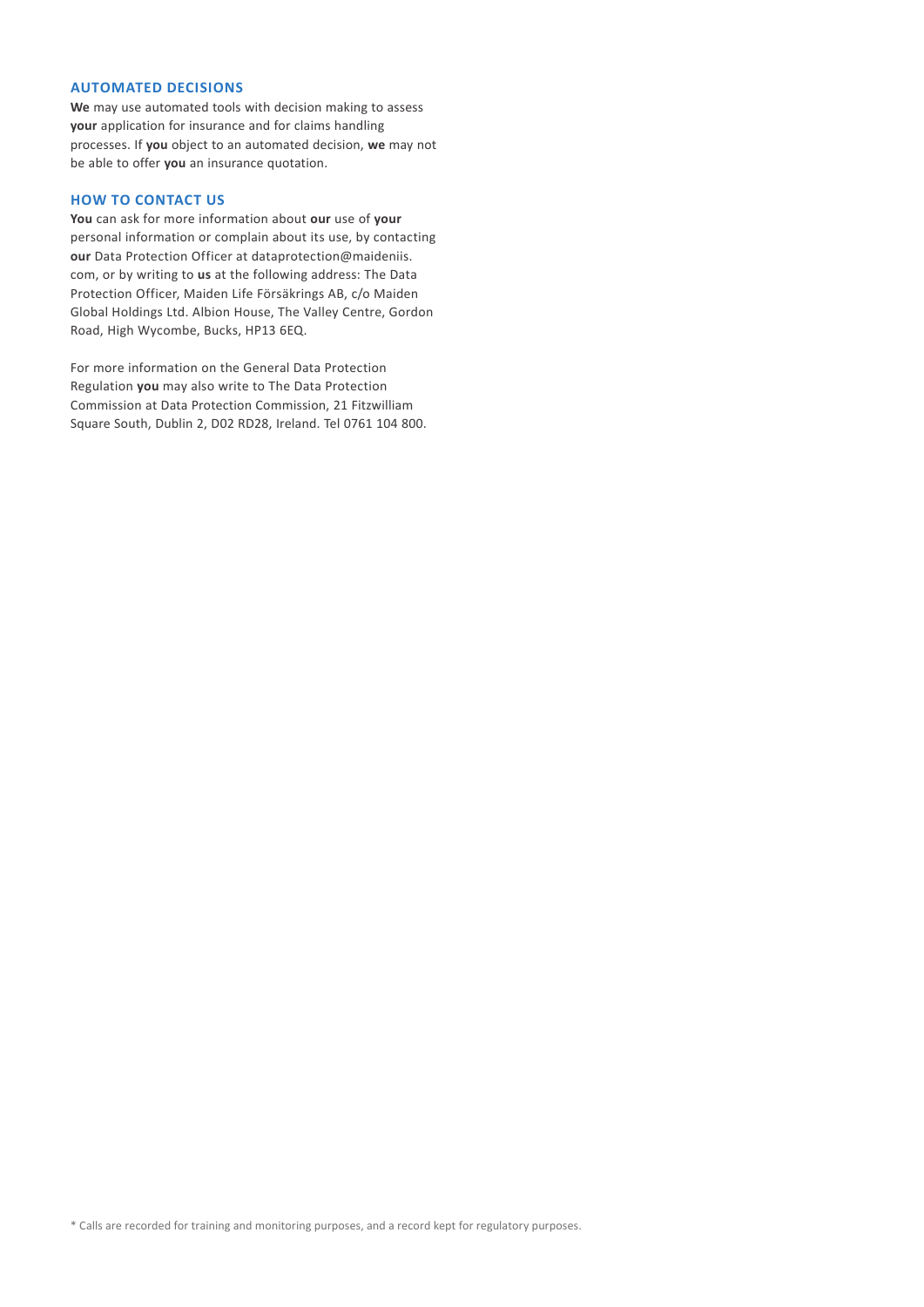## AUTOMATED DECISIONS

**We** may use automated tools with decision making to assess **your** application for insurance and for claims handling processes. If **you** object to an automated decision, **we** may not be able to offer **you** an insurance quotation.

## HOW TO CONTACT US

**You** can ask for more information about **our** use of **your** personal information or complain about its use, by contacting **our** Data Protection Officer at dataprotection@maideniis.com, or by writing to **us** at the following address: The Data Protection Officer, Maiden Life Försäkrings AB, c/o Maiden Global Holdings Ltd. Albion House, The Valley Centre, Gordon Road, High Wycombe, Bucks, HP13 6EQ.

For more information on the General Data Protection Regulation **you** may also write to The Data Protection Commission at Data Protection Commission, 21 Fitzwilliam Square South, Dublin 2, D02 RD28, Ireland. Tel 0761 104 800.

* Calls are recorded for training and monitoring purposes, and a record kept for regulatory purposes.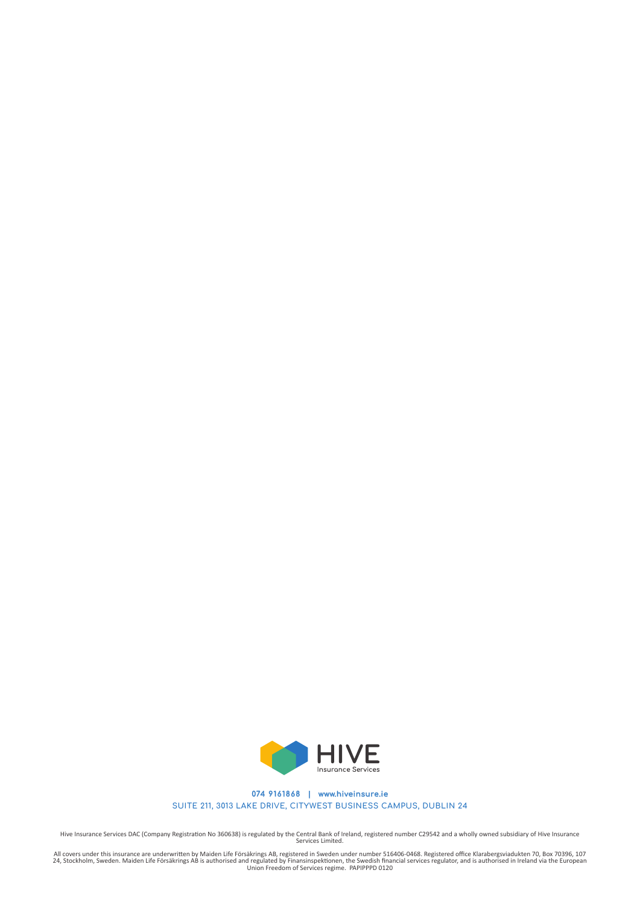HIVE
Insurance Services

**074 9161868 | www.hiveinsure.ie**
SUITE 211, 3013 LAKE DRIVE, CITYWEST BUSINESS CAMPUS, DUBLIN 24

Hive Insurance Services DAC (Company Registration No 360638) is regulated by the Central Bank of Ireland, registered number C29542 and a wholly owned subsidiary of Hive Insurance Services Limited.

All covers under this insurance are underwritten by Maiden Life Försäkrings AB, registered in Sweden under number 516406-0468. Registered office Klarabergsviadukten 70, Box 70396, 107 24, Stockholm, Sweden. Maiden Life Försäkrings AB is authorised and regulated by Finansinspektionen, the Swedish financial services regulator, and is authorised in Ireland via the European Union Freedom of Services regime. PAPIPPPD 0120